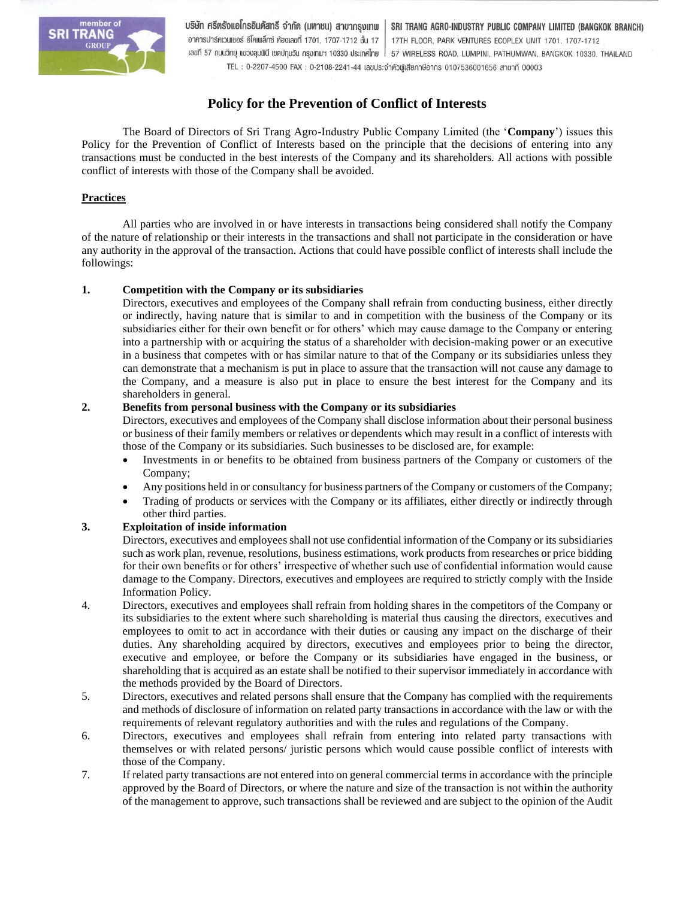# Policy for the Prevention of Conflict of Interests

The Board of Directors of Sri Trang Agro-Industry Public Company Limited (the '**Company**') issues this Policy for the Prevention of Conflict of Interests based on the principle that the decisions of entering into any transactions must be conducted in the best interests of the Company and its shareholders. All actions with possible conflict of interests with those of the Company shall be avoided.

## Practices

All parties who are involved in or have interests in transactions being considered shall notify the Company of the nature of relationship or their interests in the transactions and shall not participate in the consideration or have any authority in the approval of the transaction. Actions that could have possible conflict of interests shall include the followings:

**1. Competition with the Company or its subsidiaries**

Directors, executives and employees of the Company shall refrain from conducting business, either directly or indirectly, having nature that is similar to and in competition with the business of the Company or its subsidiaries either for their own benefit or for others' which may cause damage to the Company or entering into a partnership with or acquiring the status of a shareholder with decision-making power or an executive in a business that competes with or has similar nature to that of the Company or its subsidiaries unless they can demonstrate that a mechanism is put in place to assure that the transaction will not cause any damage to the Company, and a measure is also put in place to ensure the best interest for the Company and its shareholders in general.

**2. Benefits from personal business with the Company or its subsidiaries**

Directors, executives and employees of the Company shall disclose information about their personal business or business of their family members or relatives or dependents which may result in a conflict of interests with those of the Company or its subsidiaries. Such businesses to be disclosed are, for example:

- Investments in or benefits to be obtained from business partners of the Company or customers of the Company;
- Any positions held in or consultancy for business partners of the Company or customers of the Company;
- Trading of products or services with the Company or its affiliates, either directly or indirectly through other third parties.

**3. Exploitation of inside information**

Directors, executives and employees shall not use confidential information of the Company or its subsidiaries such as work plan, revenue, resolutions, business estimations, work products from researches or price bidding for their own benefits or for others' irrespective of whether such use of confidential information would cause damage to the Company. Directors, executives and employees are required to strictly comply with the Inside Information Policy.

4. Directors, executives and employees shall refrain from holding shares in the competitors of the Company or its subsidiaries to the extent where such shareholding is material thus causing the directors, executives and employees to omit to act in accordance with their duties or causing any impact on the discharge of their duties. Any shareholding acquired by directors, executives and employees prior to being the director, executive and employee, or before the Company or its subsidiaries have engaged in the business, or shareholding that is acquired as an estate shall be notified to their supervisor immediately in accordance with the methods provided by the Board of Directors.

5. Directors, executives and related persons shall ensure that the Company has complied with the requirements and methods of disclosure of information on related party transactions in accordance with the law or with the requirements of relevant regulatory authorities and with the rules and regulations of the Company.

6. Directors, executives and employees shall refrain from entering into related party transactions with themselves or with related persons/ juristic persons which would cause possible conflict of interests with those of the Company.

7. If related party transactions are not entered into on general commercial terms in accordance with the principle approved by the Board of Directors, or where the nature and size of the transaction is not within the authority of the management to approve, such transactions shall be reviewed and are subject to the opinion of the Audit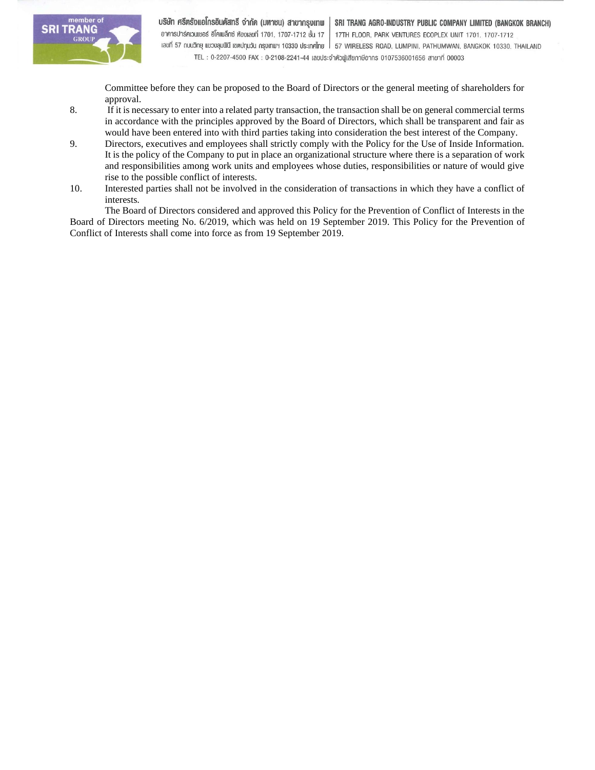Committee before they can be proposed to the Board of Directors or the general meeting of shareholders for approval.

8. If it is necessary to enter into a related party transaction, the transaction shall be on general commercial terms in accordance with the principles approved by the Board of Directors, which shall be transparent and fair as would have been entered into with third parties taking into consideration the best interest of the Company.
9. Directors, executives and employees shall strictly comply with the Policy for the Use of Inside Information. It is the policy of the Company to put in place an organizational structure where there is a separation of work and responsibilities among work units and employees whose duties, responsibilities or nature of would give rise to the possible conflict of interests.
10. Interested parties shall not be involved in the consideration of transactions in which they have a conflict of interests.

The Board of Directors considered and approved this Policy for the Prevention of Conflict of Interests in the Board of Directors meeting No. 6/2019, which was held on 19 September 2019. This Policy for the Prevention of Conflict of Interests shall come into force as from 19 September 2019.